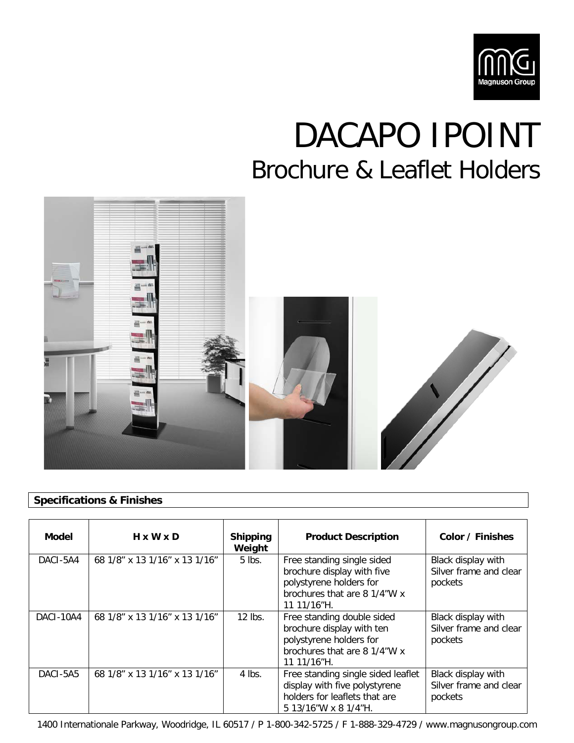# DACAPO IPOINT

## Brochure & Leaflet Holders

**Specifications & Finishes**

| Model | H x W x D | Shipping Weight | Product Description | Color / Finishes |
|---|---|---|---|---|
| DACI-5A4 | 68 1/8" x 13 1/16" x 13 1/16" | 5 lbs. | Free standing single sided brochure display with five polystyrene holders for brochures that are 8 1/4"W x 11 11/16"H. | Black display with Silver frame and clear pockets |
| DACI-10A4 | 68 1/8" x 13 1/16" x 13 1/16" | 12 lbs. | Free standing double sided brochure display with ten polystyrene holders for brochures that are 8 1/4"W x 11 11/16"H. | Black display with Silver frame and clear pockets |
| DACI-5A5 | 68 1/8" x 13 1/16" x 13 1/16" | 4 lbs. | Free standing single sided leaflet display with five polystyrene holders for leaflets that are 5 13/16"W x 8 1/4"H. | Black display with Silver frame and clear pockets |

1400 Internationale Parkway, Woodridge, IL 60517 / P 1-800-342-5725 / F 1-888-329-4729 / www.magnusongroup.com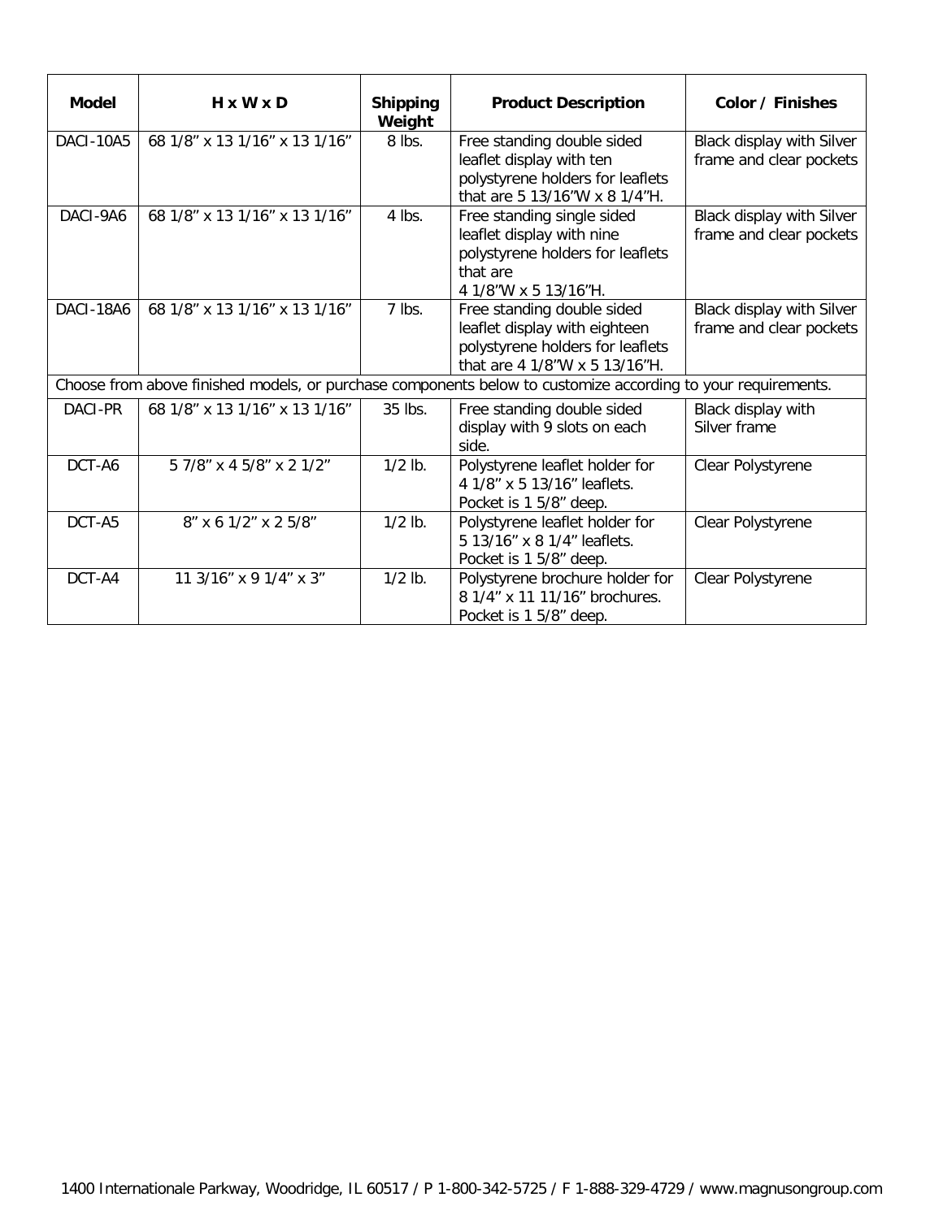| Model | H x W x D | Shipping Weight | Product Description | Color / Finishes |
|---|---|---|---|---|
| DACI-10A5 | 68 1/8” x 13 1/16” x 13 1/16” | 8 lbs. | Free standing double sided leaflet display with ten polystyrene holders for leaflets that are 5 13/16”W x 8 1/4”H. | Black display with Silver frame and clear pockets |
| DACI-9A6 | 68 1/8” x 13 1/16” x 13 1/16” | 4 lbs. | Free standing single sided leaflet display with nine polystyrene holders for leaflets that are 4 1/8”W x 5 13/16”H. | Black display with Silver frame and clear pockets |
| DACI-18A6 | 68 1/8” x 13 1/16” x 13 1/16” | 7 lbs. | Free standing double sided leaflet display with eighteen polystyrene holders for leaflets that are 4 1/8”W x 5 13/16”H. | Black display with Silver frame and clear pockets |
| Choose from above finished models, or purchase components below to customize according to your requirements. | | | | |
| DACI-PR | 68 1/8” x 13 1/16” x 13 1/16” | 35 lbs. | Free standing double sided display with 9 slots on each side. | Black display with Silver frame |
| DCT-A6 | 5 7/8” x 4 5/8” x 2 1/2” | 1/2 lb. | Polystyrene leaflet holder for 4 1/8” x 5 13/16” leaflets. Pocket is 1 5/8” deep. | Clear Polystyrene |
| DCT-A5 | 8” x 6 1/2” x 2 5/8” | 1/2 lb. | Polystyrene leaflet holder for 5 13/16” x 8 1/4” leaflets. Pocket is 1 5/8” deep. | Clear Polystyrene |
| DCT-A4 | 11 3/16” x 9 1/4” x 3” | 1/2 lb. | Polystyrene brochure holder for 8 1/4” x 11 11/16” brochures. Pocket is 1 5/8” deep. | Clear Polystyrene |

1400 Internationale Parkway, Woodridge, IL 60517 / P 1-800-342-5725 / F 1-888-329-4729 / www.magnusongroup.com